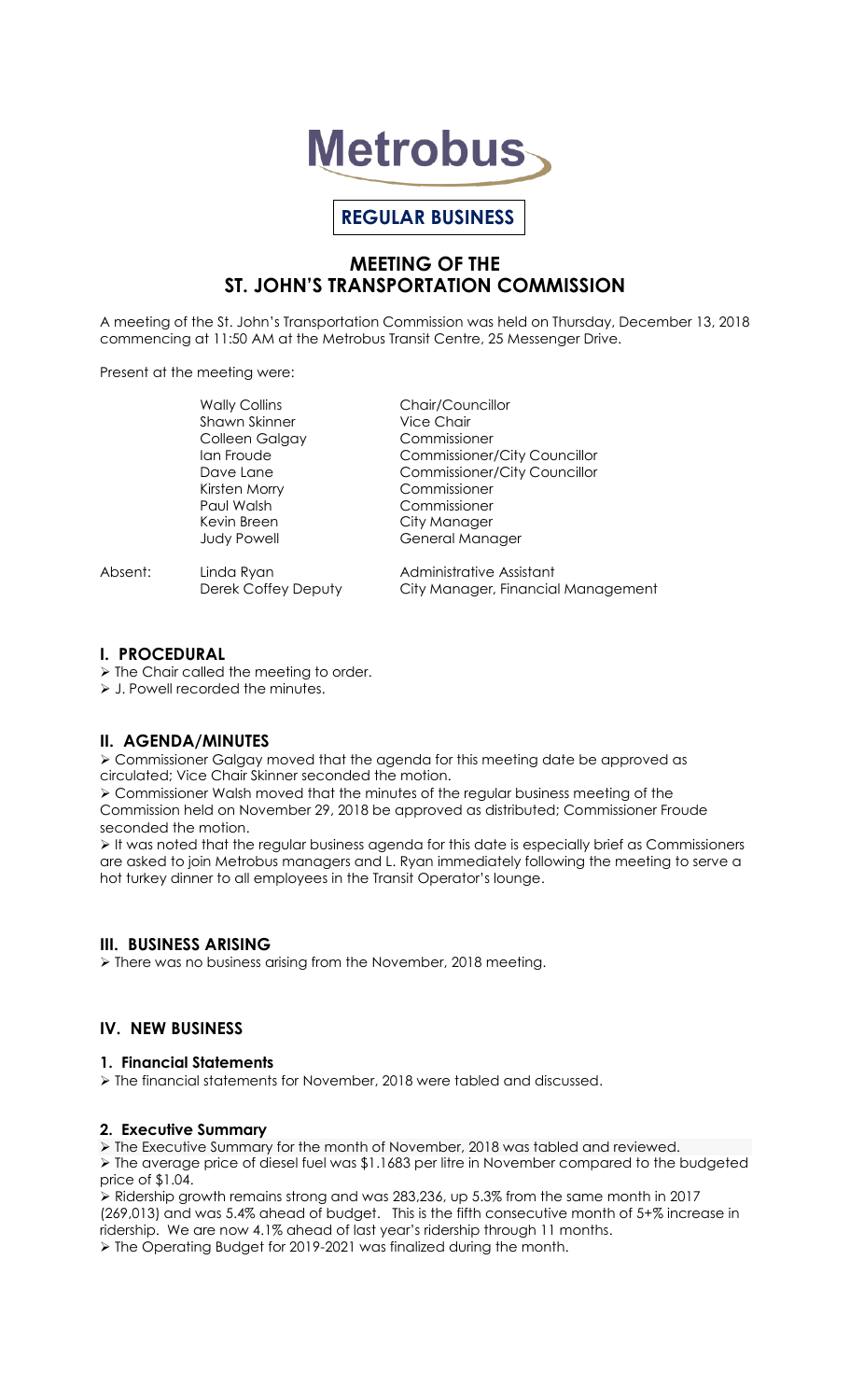# Metrobus

**REGULAR BUSINESS**

## MEETING OF THE ST. JOHN'S TRANSPORTATION COMMISSION

A meeting of the St. John's Transportation Commission was held on Thursday, December 13, 2018 commencing at 11:50 AM at the Metrobus Transit Centre, 25 Messenger Drive.

Present at the meeting were:

| | | |
|---|---|---|
| | Wally Collins | Chair/Councillor |
| | Shawn Skinner | Vice Chair |
| | Colleen Galgay | Commissioner |
| | Ian Froude | Commissioner/City Councillor |
| | Dave Lane | Commissioner/City Councillor |
| | Kirsten Morry | Commissioner |
| | Paul Walsh | Commissioner |
| | Kevin Breen | City Manager |
| | Judy Powell | General Manager |
| Absent: | Linda Ryan | Administrative Assistant |
| | Derek Coffey Deputy | City Manager, Financial Management |

### I. PROCEDURAL

- The Chair called the meeting to order.
- J. Powell recorded the minutes.

### II. AGENDA/MINUTES

- Commissioner Galgay moved that the agenda for this meeting date be approved as circulated; Vice Chair Skinner seconded the motion.
- Commissioner Walsh moved that the minutes of the regular business meeting of the Commission held on November 29, 2018 be approved as distributed; Commissioner Froude seconded the motion.
- It was noted that the regular business agenda for this date is especially brief as Commissioners are asked to join Metrobus managers and L. Ryan immediately following the meeting to serve a hot turkey dinner to all employees in the Transit Operator's lounge.

### III. BUSINESS ARISING

- There was no business arising from the November, 2018 meeting.

### IV. NEW BUSINESS

#### 1. Financial Statements

- The financial statements for November, 2018 were tabled and discussed.

#### 2. Executive Summary

- The Executive Summary for the month of November, 2018 was tabled and reviewed.
- The average price of diesel fuel was $1.1683 per litre in November compared to the budgeted price of $1.04.
- Ridership growth remains strong and was 283,236, up 5.3% from the same month in 2017 (269,013) and was 5.4% ahead of budget. This is the fifth consecutive month of 5+% increase in ridership. We are now 4.1% ahead of last year's ridership through 11 months.
- The Operating Budget for 2019-2021 was finalized during the month.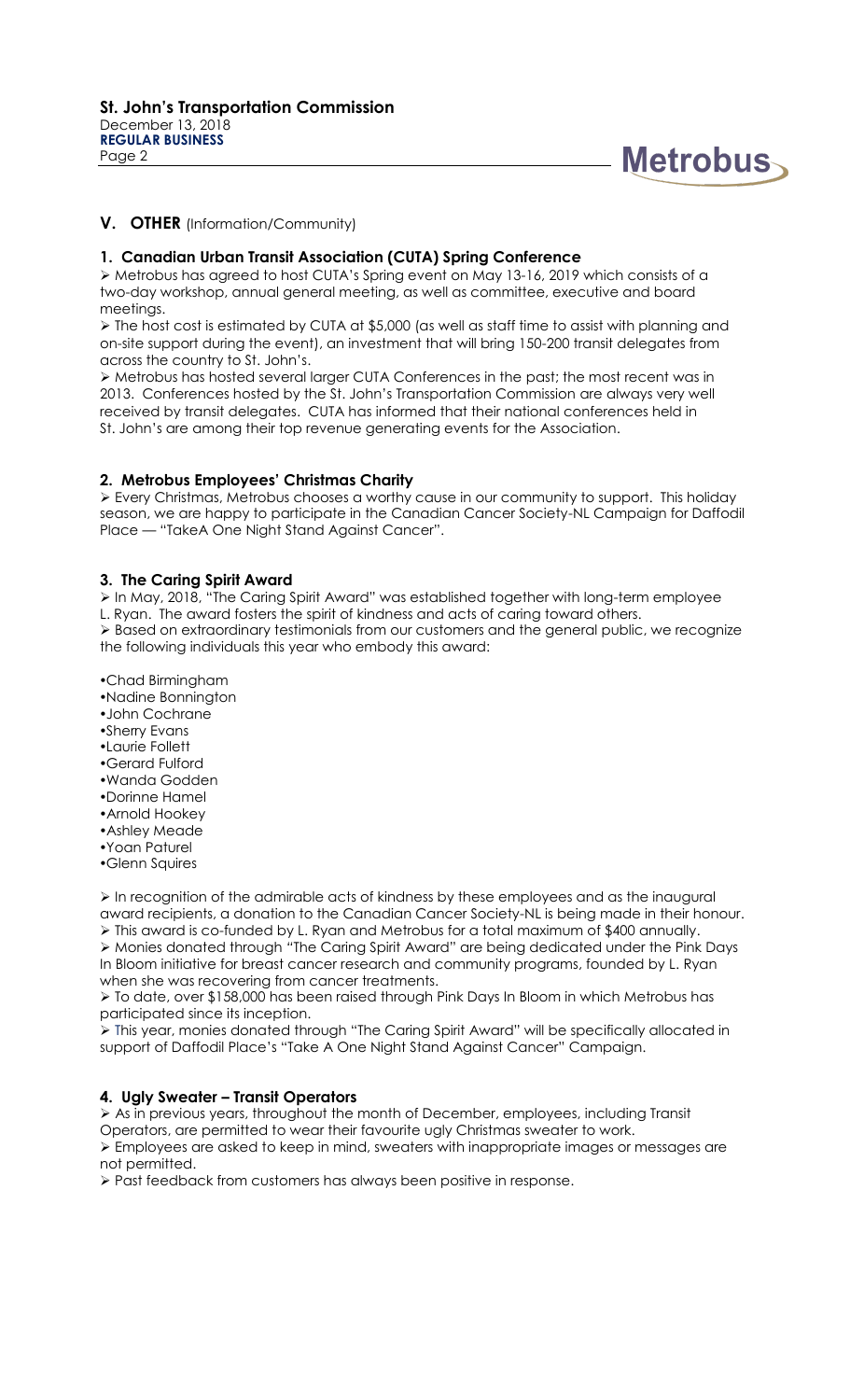## V. OTHER (Information/Community)

### 1. Canadian Urban Transit Association (CUTA) Spring Conference

- Metrobus has agreed to host CUTA's Spring event on May 13-16, 2019 which consists of a two-day workshop, annual general meeting, as well as committee, executive and board meetings.
- The host cost is estimated by CUTA at $5,000 (as well as staff time to assist with planning and on-site support during the event), an investment that will bring 150-200 transit delegates from across the country to St. John's.
- Metrobus has hosted several larger CUTA Conferences in the past; the most recent was in 2013. Conferences hosted by the St. John's Transportation Commission are always very well received by transit delegates. CUTA has informed that their national conferences held in St. John's are among their top revenue generating events for the Association.

### 2. Metrobus Employees' Christmas Charity

- Every Christmas, Metrobus chooses a worthy cause in our community to support. This holiday season, we are happy to participate in the Canadian Cancer Society-NL Campaign for Daffodil Place — "TakeA One Night Stand Against Cancer".

### 3. The Caring Spirit Award

- In May, 2018, "The Caring Spirit Award" was established together with long-term employee L. Ryan. The award fosters the spirit of kindness and acts of caring toward others.
- Based on extraordinary testimonials from our customers and the general public, we recognize the following individuals this year who embody this award:

- Chad Birmingham
- Nadine Bonnington
- John Cochrane
- Sherry Evans
- Laurie Follett
- Gerard Fulford
- Wanda Godden
- Dorinne Hamel
- Arnold Hookey
- Ashley Meade
- Yoan Paturel
- Glenn Squires

- In recognition of the admirable acts of kindness by these employees and as the inaugural award recipients, a donation to the Canadian Cancer Society-NL is being made in their honour.
- This award is co-funded by L. Ryan and Metrobus for a total maximum of $400 annually.
- Monies donated through "The Caring Spirit Award" are being dedicated under the Pink Days In Bloom initiative for breast cancer research and community programs, founded by L. Ryan when she was recovering from cancer treatments.
- To date, over $158,000 has been raised through Pink Days In Bloom in which Metrobus has participated since its inception.
- This year, monies donated through "The Caring Spirit Award" will be specifically allocated in support of Daffodil Place's "Take A One Night Stand Against Cancer" Campaign.

### 4. Ugly Sweater – Transit Operators

- As in previous years, throughout the month of December, employees, including Transit Operators, are permitted to wear their favourite ugly Christmas sweater to work.
- Employees are asked to keep in mind, sweaters with inappropriate images or messages are not permitted.
- Past feedback from customers has always been positive in response.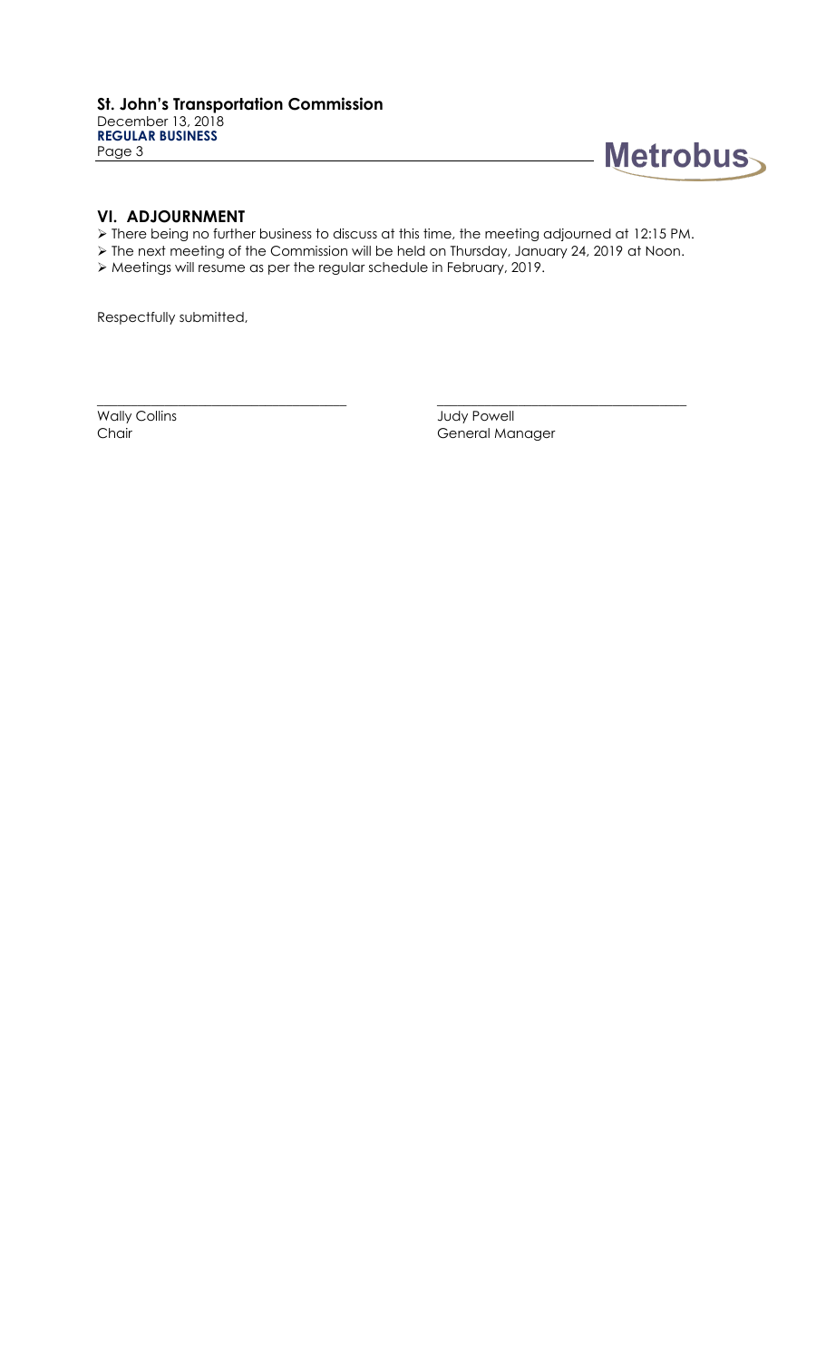## VI. ADJOURNMENT

- There being no further business to discuss at this time, the meeting adjourned at 12:15 PM.
- The next meeting of the Commission will be held on Thursday, January 24, 2019 at Noon.
- Meetings will resume as per the regular schedule in February, 2019.

Respectfully submitted,

| | |
|---|---|
| \_\_\_\_\_\_\_\_\_\_\_\_\_\_\_\_\_\_\_\_\_\_\_\_\_\_\_\_\_\_\_\_\_\_\_\_ | \_\_\_\_\_\_\_\_\_\_\_\_\_\_\_\_\_\_\_\_\_\_\_\_\_\_\_\_\_\_\_\_\_\_\_\_ |
| Wally Collins | Judy Powell |
| Chair | General Manager |